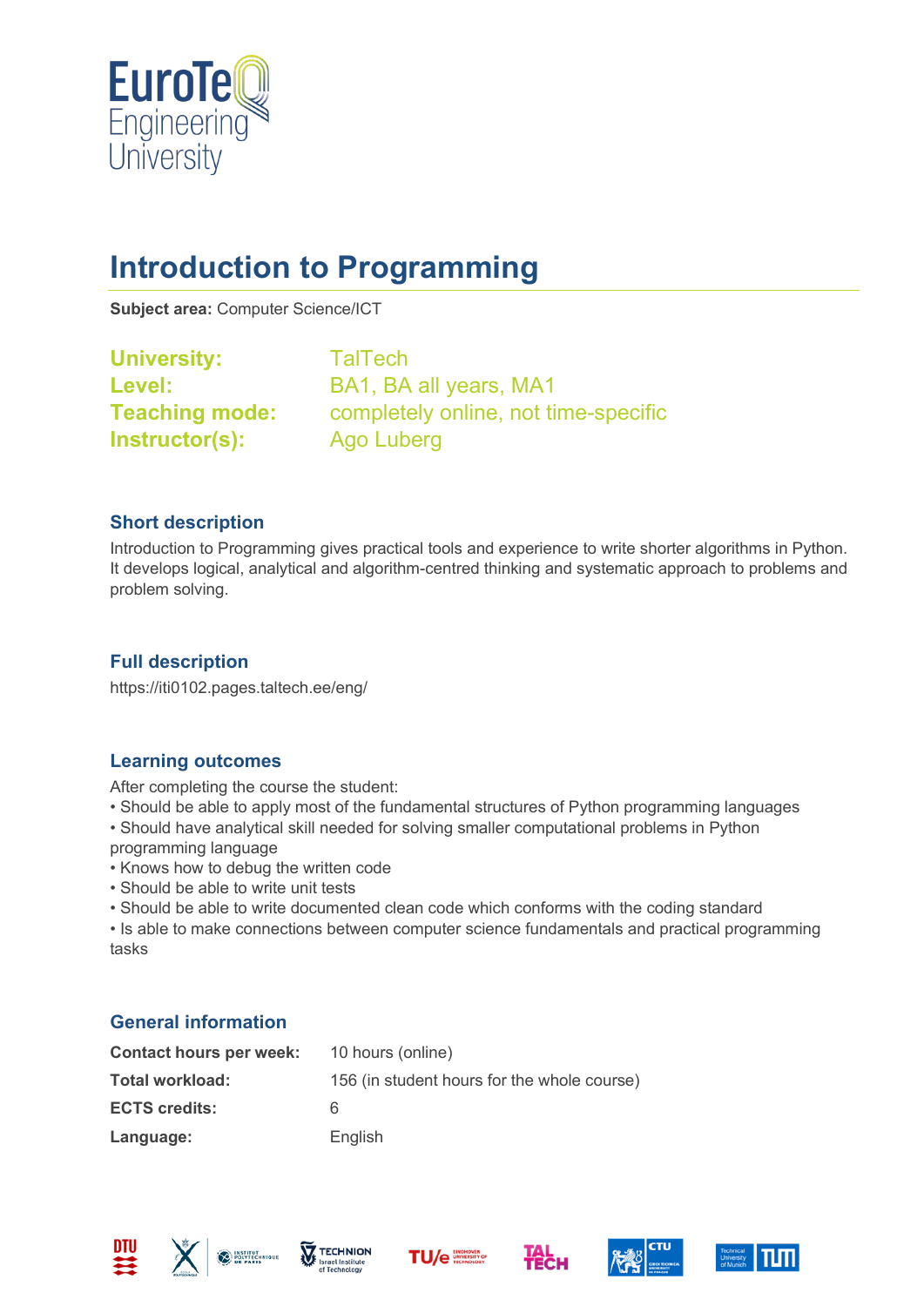# Introduction to Programming

**Subject area:** Computer Science/ICT

| | |
|---|---|
| **University:** | TalTech |
| **Level:** | BA1, BA all years, MA1 |
| **Teaching mode:** | completely online, not time-specific |
| **Instructor(s):** | Ago Luberg |

### Short description

Introduction to Programming gives practical tools and experience to write shorter algorithms in Python. It develops logical, analytical and algorithm-centred thinking and systematic approach to problems and problem solving.

### Full description

https://iti0102.pages.taltech.ee/eng/

### Learning outcomes

After completing the course the student:

- Should be able to apply most of the fundamental structures of Python programming languages
- Should have analytical skill needed for solving smaller computational problems in Python programming language
- Knows how to debug the written code
- Should be able to write unit tests
- Should be able to write documented clean code which conforms with the coding standard
- Is able to make connections between computer science fundamentals and practical programming tasks

### General information

| | |
|---|---|
| **Contact hours per week:** | 10 hours (online) |
| **Total workload:** | 156 (in student hours for the whole course) |
| **ECTS credits:** | 6 |
| **Language:** | English |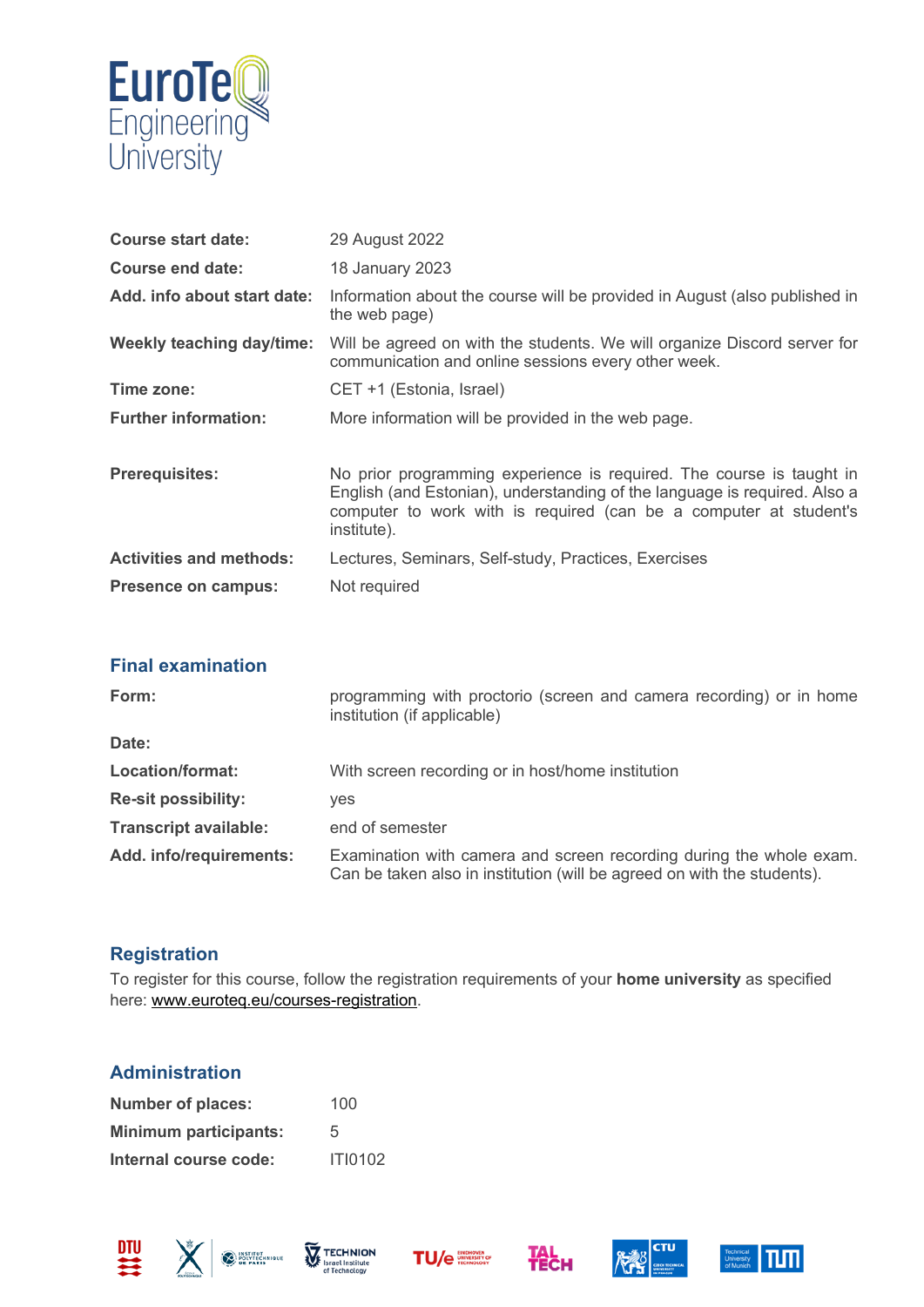| | |
|---|---|
| **Course start date:** | 29 August 2022 |
| **Course end date:** | 18 January 2023 |
| **Add. info about start date:** | Information about the course will be provided in August (also published in the web page) |
| **Weekly teaching day/time:** | Will be agreed on with the students. We will organize Discord server for communication and online sessions every other week. |
| **Time zone:** | CET +1 (Estonia, Israel) |
| **Further information:** | More information will be provided in the web page. |
| **Prerequisites:** | No prior programming experience is required. The course is taught in English (and Estonian), understanding of the language is required. Also a computer to work with is required (can be a computer at student's institute). |
| **Activities and methods:** | Lectures, Seminars, Self-study, Practices, Exercises |
| **Presence on campus:** | Not required |

## Final examination

| | |
|---|---|
| **Form:** | programming with proctorio (screen and camera recording) or in home institution (if applicable) |
| **Date:** | |
| **Location/format:** | With screen recording or in host/home institution |
| **Re-sit possibility:** | yes |
| **Transcript available:** | end of semester |
| **Add. info/requirements:** | Examination with camera and screen recording during the whole exam. Can be taken also in institution (will be agreed on with the students). |

## Registration

To register for this course, follow the registration requirements of your **home university** as specified here: www.euroteq.eu/courses-registration.

## Administration

| | |
|---|---|
| **Number of places:** | 100 |
| **Minimum participants:** | 5 |
| **Internal course code:** | ITI0102 |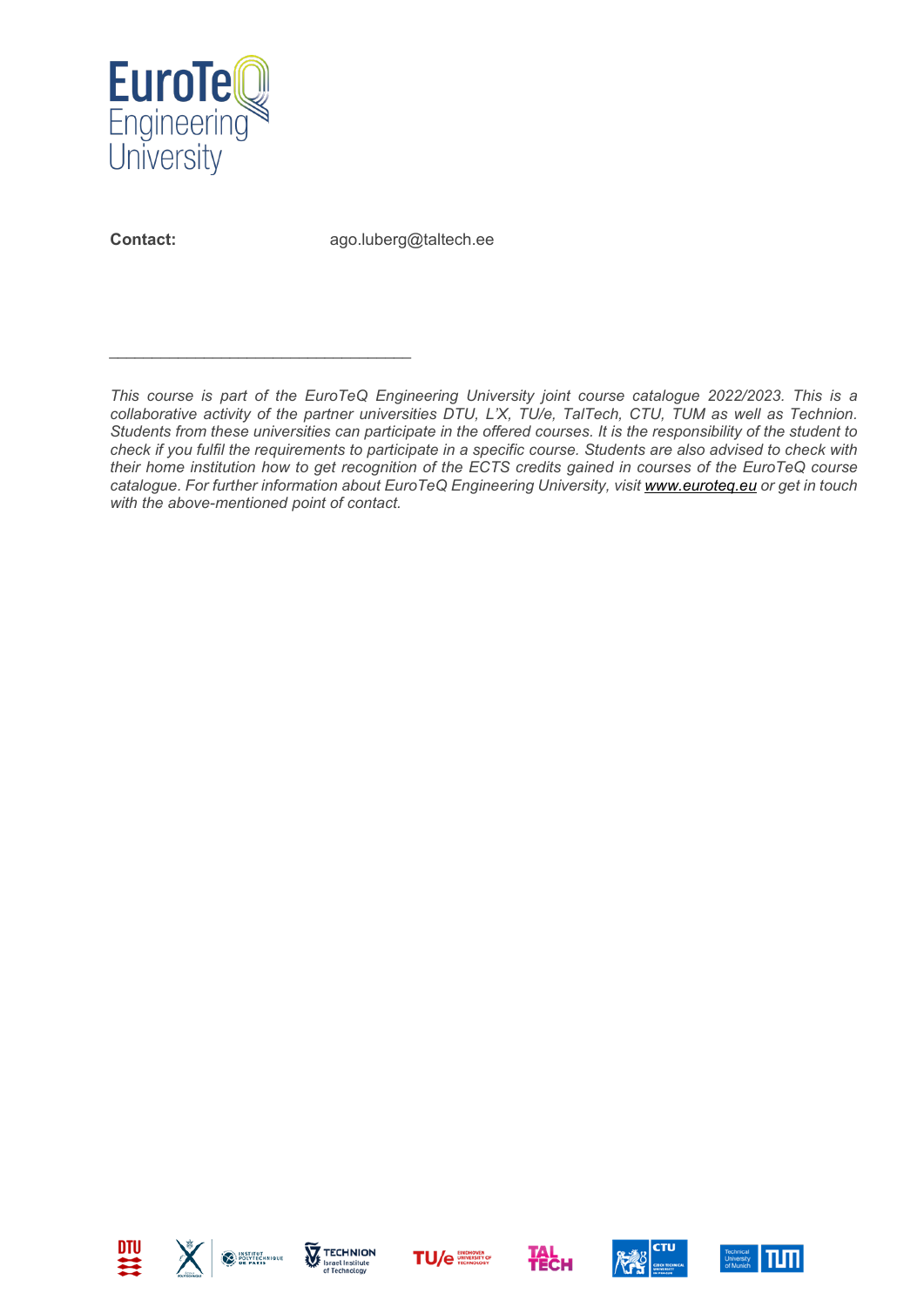**Contact:** ago.luberg@taltech.ee

___________________________________

*This course is part of the EuroTeQ Engineering University joint course catalogue 2022/2023. This is a collaborative activity of the partner universities DTU, L'X, TU/e, TalTech, CTU, TUM as well as Technion. Students from these universities can participate in the offered courses. It is the responsibility of the student to check if you fulfil the requirements to participate in a specific course. Students are also advised to check with their home institution how to get recognition of the ECTS credits gained in courses of the EuroTeQ course catalogue. For further information about EuroTeQ Engineering University, visit [www.euroteq.eu](http://www.euroteq.eu) or get in touch with the above-mentioned point of contact.*